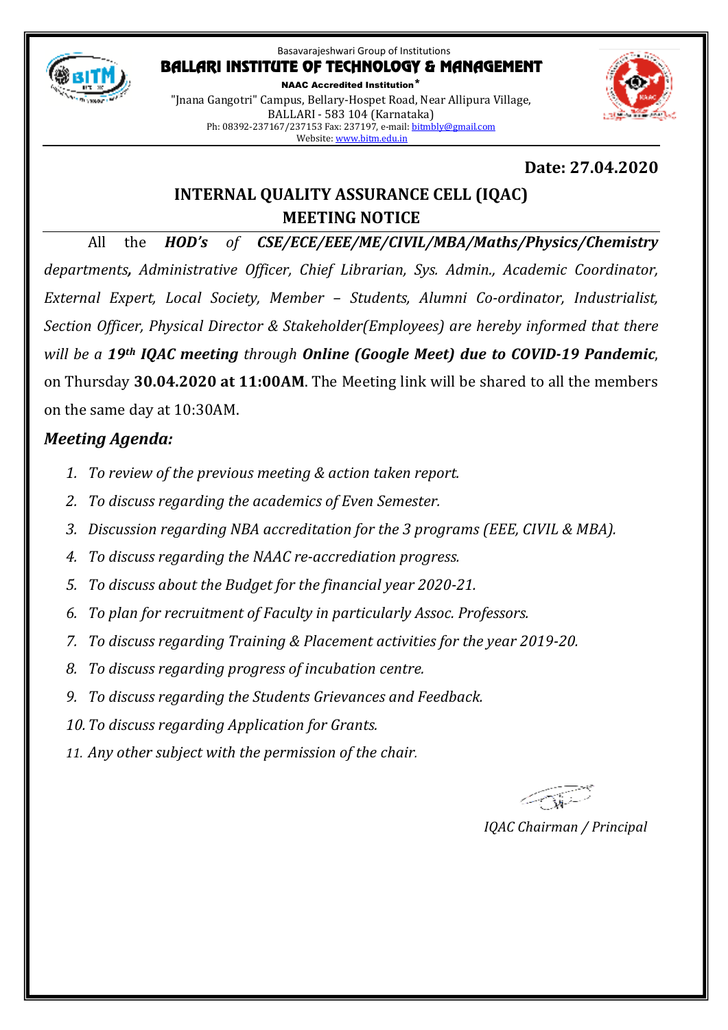Basavarajeshwari Group of Institutions

# BALLARI INSTITUTE OF TECHNOLOGY & MANAGEMENT

**NAAC Accredited Institution***

"Jnana Gangotri" Campus, Bellary-Hospet Road, Near Allipura Village,
BALLARI - 583 104 (Karnataka)
Ph: 08392-237167/237153 Fax: 237197, e-mail: bitmbly@gmail.com
Website: www.bitm.edu.in

**Date: 27.04.2020**

## INTERNAL QUALITY ASSURANCE CELL (IQAC)
## MEETING NOTICE

All the ***HOD's*** *of* ***CSE/ECE/EEE/ME/CIVIL/MBA/Maths/Physics/Chemistry*** *departments***,** *Administrative Officer, Chief Librarian, Sys. Admin., Academic Coordinator, External Expert, Local Society, Member – Students, Alumni Co-ordinator, Industrialist, Section Officer, Physical Director & Stakeholder(Employees) are hereby informed that there will be a* ***19th IQAC meeting*** *through* ***Online (Google Meet) due to COVID-19 Pandemic***, on Thursday **30.04.2020 at 11:00AM**. The Meeting link will be shared to all the members on the same day at 10:30AM.

### *Meeting Agenda:*

1. *To review of the previous meeting & action taken report.*
2. *To discuss regarding the academics of Even Semester.*
3. *Discussion regarding NBA accreditation for the 3 programs (EEE, CIVIL & MBA).*
4. *To discuss regarding the NAAC re-accrediation progress.*
5. *To discuss about the Budget for the financial year 2020-21.*
6. *To plan for recruitment of Faculty in particularly Assoc. Professors.*
7. *To discuss regarding Training & Placement activities for the year 2019-20.*
8. *To discuss regarding progress of incubation centre.*
9. *To discuss regarding the Students Grievances and Feedback.*
10. *To discuss regarding Application for Grants.*
11. *Any other subject with the permission of the chair.*

*IQAC Chairman / Principal*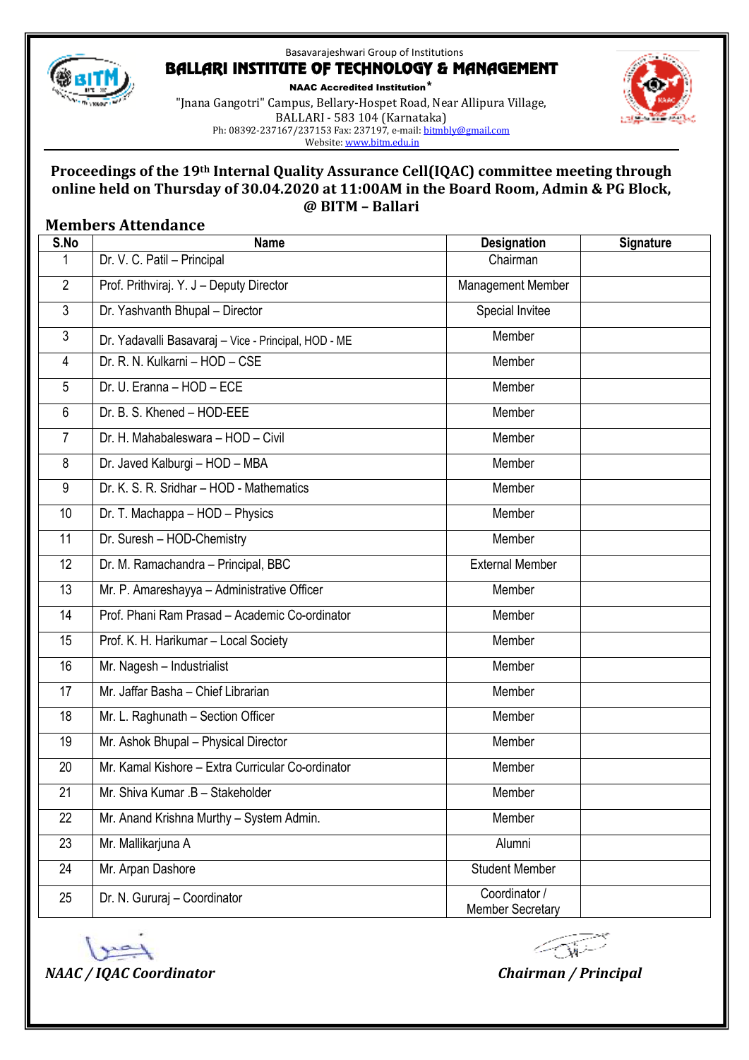Basavarajeshwari Group of Institutions

# BALLARI INSTITUTE OF TECHNOLOGY & MANAGEMENT

**NAAC Accredited Institution***

"Jnana Gangotri" Campus, Bellary-Hospet Road, Near Allipura Village,
BALLARI - 583 104 (Karnataka)
Ph: 08392-237167/237153 Fax: 237197, e-mail: bitmbly@gmail.com
Website: www.bitm.edu.in

## Proceedings of the 19th Internal Quality Assurance Cell(IQAC) committee meeting through online held on Thursday of 30.04.2020 at 11:00AM in the Board Room, Admin & PG Block, @ BITM – Ballari

### Members Attendance

| S.No | Name | Designation | Signature |
|---|---|---|---|
| 1 | Dr. V. C. Patil – Principal | Chairman | |
| 2 | Prof. Prithviraj. Y. J – Deputy Director | Management Member | |
| 3 | Dr. Yashvanth Bhupal – Director | Special Invitee | |
| 3 | Dr. Yadavalli Basavaraj – Vice - Principal, HOD - ME | Member | |
| 4 | Dr. R. N. Kulkarni – HOD – CSE | Member | |
| 5 | Dr. U. Eranna – HOD – ECE | Member | |
| 6 | Dr. B. S. Khened – HOD-EEE | Member | |
| 7 | Dr. H. Mahabaleswara – HOD – Civil | Member | |
| 8 | Dr. Javed Kalburgi – HOD – MBA | Member | |
| 9 | Dr. K. S. R. Sridhar – HOD - Mathematics | Member | |
| 10 | Dr. T. Machappa – HOD – Physics | Member | |
| 11 | Dr. Suresh – HOD-Chemistry | Member | |
| 12 | Dr. M. Ramachandra – Principal, BBC | External Member | |
| 13 | Mr. P. Amareshayya – Administrative Officer | Member | |
| 14 | Prof. Phani Ram Prasad – Academic Co-ordinator | Member | |
| 15 | Prof. K. H. Harikumar – Local Society | Member | |
| 16 | Mr. Nagesh – Industrialist | Member | |
| 17 | Mr. Jaffar Basha – Chief Librarian | Member | |
| 18 | Mr. L. Raghunath – Section Officer | Member | |
| 19 | Mr. Ashok Bhupal – Physical Director | Member | |
| 20 | Mr. Kamal Kishore – Extra Curricular Co-ordinator | Member | |
| 21 | Mr. Shiva Kumar .B – Stakeholder | Member | |
| 22 | Mr. Anand Krishna Murthy – System Admin. | Member | |
| 23 | Mr. Mallikarjuna A | Alumni | |
| 24 | Mr. Arpan Dashore | Student Member | |
| 25 | Dr. N. Gururaj – Coordinator | Coordinator / Member Secretary | |

*NAAC / IQAC Coordinator* *Chairman / Principal*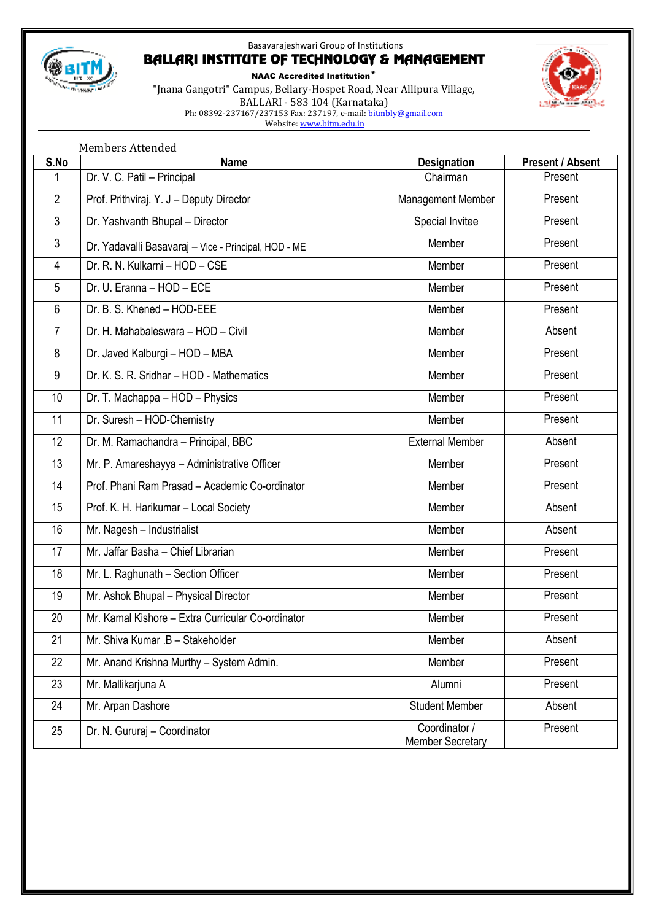Basavarajeshwari Group of Institutions

# BALLARI INSTITUTE OF TECHNOLOGY & MANAGEMENT

**NAAC Accredited Institution***

"Jnana Gangotri" Campus, Bellary-Hospet Road, Near Allipura Village,
BALLARI - 583 104 (Karnataka)
Ph: 08392-237167/237153 Fax: 237197, e-mail: bitmbly@gmail.com
Website: www.bitm.edu.in

Members Attended

| S.No | Name | Designation | Present / Absent |
|---|---|---|---|
| 1 | Dr. V. C. Patil – Principal | Chairman | Present |
| 2 | Prof. Prithviraj. Y. J – Deputy Director | Management Member | Present |
| 3 | Dr. Yashvanth Bhupal – Director | Special Invitee | Present |
| 3 | Dr. Yadavalli Basavaraj – Vice - Principal, HOD - ME | Member | Present |
| 4 | Dr. R. N. Kulkarni – HOD – CSE | Member | Present |
| 5 | Dr. U. Eranna – HOD – ECE | Member | Present |
| 6 | Dr. B. S. Khened – HOD-EEE | Member | Present |
| 7 | Dr. H. Mahabaleswara – HOD – Civil | Member | Absent |
| 8 | Dr. Javed Kalburgi – HOD – MBA | Member | Present |
| 9 | Dr. K. S. R. Sridhar – HOD - Mathematics | Member | Present |
| 10 | Dr. T. Machappa – HOD – Physics | Member | Present |
| 11 | Dr. Suresh – HOD-Chemistry | Member | Present |
| 12 | Dr. M. Ramachandra – Principal, BBC | External Member | Absent |
| 13 | Mr. P. Amareshayya – Administrative Officer | Member | Present |
| 14 | Prof. Phani Ram Prasad – Academic Co-ordinator | Member | Present |
| 15 | Prof. K. H. Harikumar – Local Society | Member | Absent |
| 16 | Mr. Nagesh – Industrialist | Member | Absent |
| 17 | Mr. Jaffar Basha – Chief Librarian | Member | Present |
| 18 | Mr. L. Raghunath – Section Officer | Member | Present |
| 19 | Mr. Ashok Bhupal – Physical Director | Member | Present |
| 20 | Mr. Kamal Kishore – Extra Curricular Co-ordinator | Member | Present |
| 21 | Mr. Shiva Kumar .B – Stakeholder | Member | Absent |
| 22 | Mr. Anand Krishna Murthy – System Admin. | Member | Present |
| 23 | Mr. Mallikarjuna A | Alumni | Present |
| 24 | Mr. Arpan Dashore | Student Member | Absent |
| 25 | Dr. N. Gururaj – Coordinator | Coordinator / Member Secretary | Present |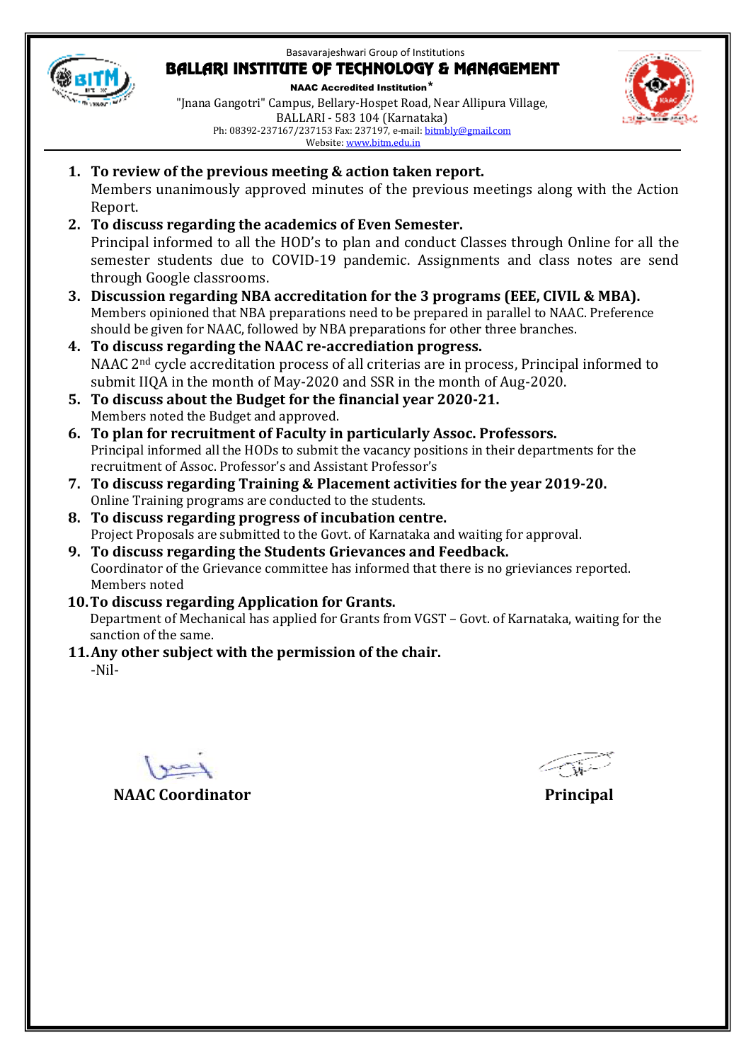Basavarajeshwari Group of Institutions

# BALLARI INSTITUTE OF TECHNOLOGY & MANAGEMENT

**NAAC Accredited Institution***

"Jnana Gangotri" Campus, Bellary-Hospet Road, Near Allipura Village,
BALLARI - 583 104 (Karnataka)
Ph: 08392-237167/237153 Fax: 237197, e-mail: bitmbly@gmail.com
Website: www.bitm.edu.in

---

1. **To review of the previous meeting & action taken report.**
   Members unanimously approved minutes of the previous meetings along with the Action Report.
2. **To discuss regarding the academics of Even Semester.**
   Principal informed to all the HOD's to plan and conduct Classes through Online for all the semester students due to COVID-19 pandemic. Assignments and class notes are send through Google classrooms.
3. **Discussion regarding NBA accreditation for the 3 programs (EEE, CIVIL & MBA).**
   Members opinioned that NBA preparations need to be prepared in parallel to NAAC. Preference should be given for NAAC, followed by NBA preparations for other three branches.
4. **To discuss regarding the NAAC re-accrediation progress.**
   NAAC 2nd cycle accreditation process of all criterias are in process, Principal informed to submit IIQA in the month of May-2020 and SSR in the month of Aug-2020.
5. **To discuss about the Budget for the financial year 2020-21.**
   Members noted the Budget and approved.
6. **To plan for recruitment of Faculty in particularly Assoc. Professors.**
   Principal informed all the HODs to submit the vacancy positions in their departments for the recruitment of Assoc. Professor's and Assistant Professor's
7. **To discuss regarding Training & Placement activities for the year 2019-20.**
   Online Training programs are conducted to the students.
8. **To discuss regarding progress of incubation centre.**
   Project Proposals are submitted to the Govt. of Karnataka and waiting for approval.
9. **To discuss regarding the Students Grievances and Feedback.**
   Coordinator of the Grievance committee has informed that there is no grieviances reported. Members noted
10. **To discuss regarding Application for Grants.**
    Department of Mechanical has applied for Grants from VGST – Govt. of Karnataka, waiting for the sanction of the same.
11. **Any other subject with the permission of the chair.**
    -Nil-

**NAAC Coordinator** | **Principal**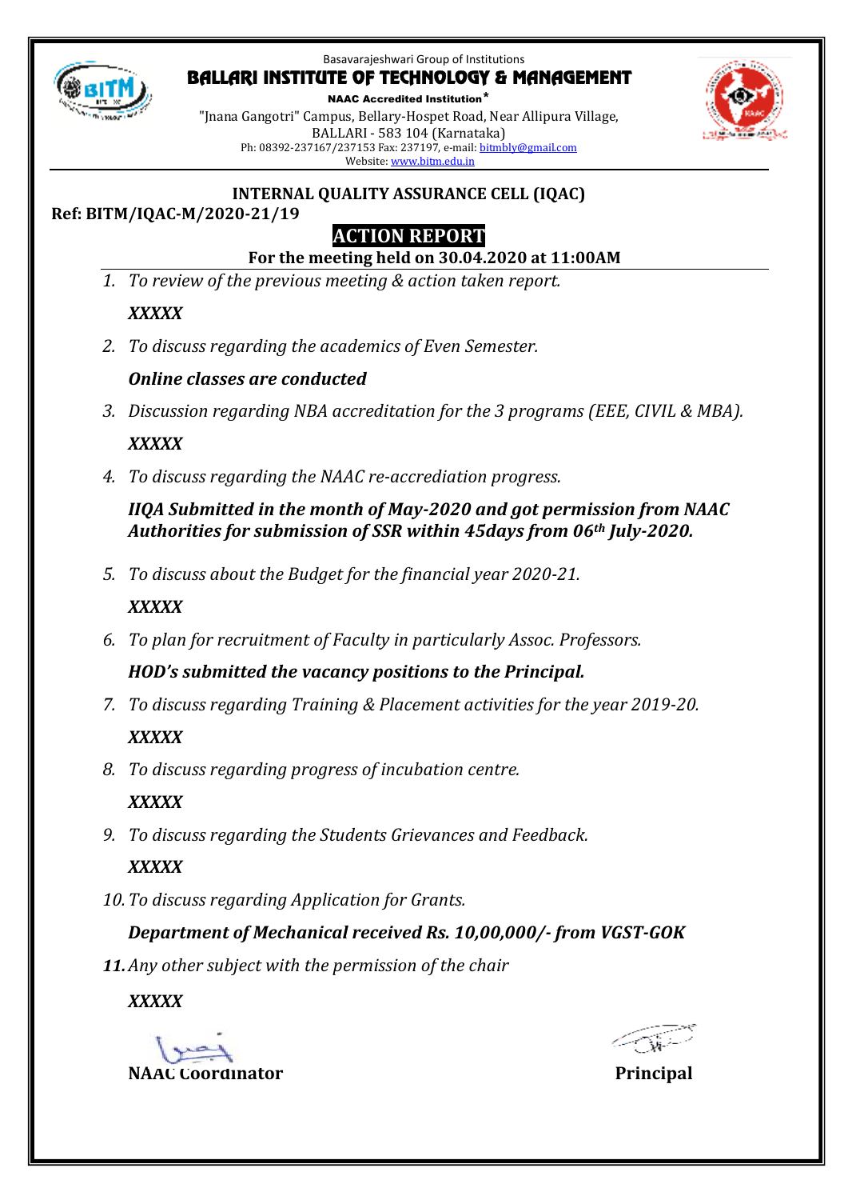Basavarajeshwari Group of Institutions

# BALLARI INSTITUTE OF TECHNOLOGY & MANAGEMENT

**NAAC Accredited Institution***

"Jnana Gangotri" Campus, Bellary-Hospet Road, Near Allipura Village,
BALLARI - 583 104 (Karnataka)
Ph: 08392-237167/237153 Fax: 237197, e-mail: bitmbly@gmail.com
Website: www.bitm.edu.in

## INTERNAL QUALITY ASSURANCE CELL (IQAC)

**Ref: BITM/IQAC-M/2020-21/19**

## ACTION REPORT

**For the meeting held on 30.04.2020 at 11:00AM**

1. *To review of the previous meeting & action taken report.*

   ***XXXXX***

2. *To discuss regarding the academics of Even Semester.*

   ***Online classes are conducted***

3. *Discussion regarding NBA accreditation for the 3 programs (EEE, CIVIL & MBA).*

   ***XXXXX***

4. *To discuss regarding the NAAC re-accrediation progress.*

   ***IIQA Submitted in the month of May-2020 and got permission from NAAC Authorities for submission of SSR within 45days from 06th July-2020.***

5. *To discuss about the Budget for the financial year 2020-21.*

   ***XXXXX***

6. *To plan for recruitment of Faculty in particularly Assoc. Professors.*

   ***HOD's submitted the vacancy positions to the Principal.***

7. *To discuss regarding Training & Placement activities for the year 2019-20.*

   ***XXXXX***

8. *To discuss regarding progress of incubation centre.*

   ***XXXXX***

9. *To discuss regarding the Students Grievances and Feedback.*

   ***XXXXX***

10. *To discuss regarding Application for Grants.*

    ***Department of Mechanical received Rs. 10,00,000/- from VGST-GOK***

11. *Any other subject with the permission of the chair*

    ***XXXXX***

**NAAC Coordinator** **Principal**